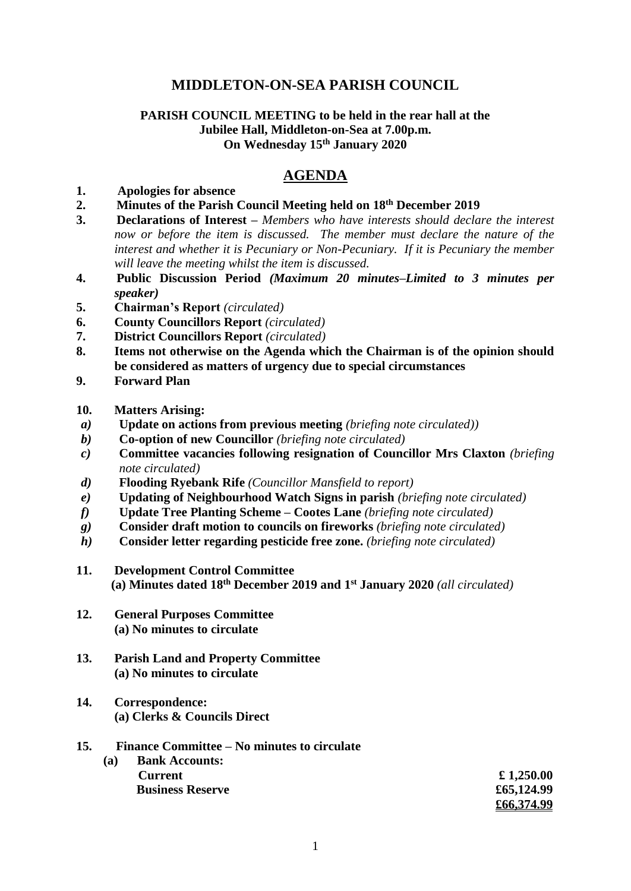# MIDDLETON-ON-SEA PARISH COUNCIL

**PARISH COUNCIL MEETING to be held in the rear hall at the Jubilee Hall, Middleton-on-Sea at 7.00p.m. On Wednesday 15th January 2020**

## AGENDA

1. **Apologies for absence**
2. **Minutes of the Parish Council Meeting held on 18th December 2019**
3. **Declarations of Interest** – *Members who have interests should declare the interest now or before the item is discussed. The member must declare the nature of the interest and whether it is Pecuniary or Non-Pecuniary. If it is Pecuniary the member will leave the meeting whilst the item is discussed.*
4. **Public Discussion Period** ***(Maximum 20 minutes–Limited to 3 minutes per speaker)***
5. **Chairman's Report** *(circulated)*
6. **County Councillors Report** *(circulated)*
7. **District Councillors Report** *(circulated)*
8. **Items not otherwise on the Agenda which the Chairman is of the opinion should be considered as matters of urgency due to special circumstances**
9. **Forward Plan**

10. **Matters Arising:**
   - ***a)*** **Update on actions from previous meeting** *(briefing note circulated))*
   - ***b)*** **Co-option of new Councillor** *(briefing note circulated)*
   - ***c)*** **Committee vacancies following resignation of Councillor Mrs Claxton** *(briefing note circulated)*
   - ***d)*** **Flooding Ryebank Rife** *(Councillor Mansfield to report)*
   - ***e)*** **Updating of Neighbourhood Watch Signs in parish** *(briefing note circulated)*
   - ***f)*** **Update Tree Planting Scheme – Cootes Lane** *(briefing note circulated)*
   - ***g)*** **Consider draft motion to councils on fireworks** *(briefing note circulated)*
   - ***h)*** **Consider letter regarding pesticide free zone.** *(briefing note circulated)*

11. **Development Control Committee**
    **(a) Minutes dated 18th December 2019 and 1st January 2020** *(all circulated)*

12. **General Purposes Committee**
    **(a) No minutes to circulate**

13. **Parish Land and Property Committee**
    **(a) No minutes to circulate**

14. **Correspondence:**
    **(a) Clerks & Councils Direct**

15. **Finance Committee – No minutes to circulate**
    **(a) Bank Accounts:**

| | |
|---|---|
| **Current** | **£ 1,250.00** |
| **Business Reserve** | **£65,124.99** |
| | **£66,374.99** |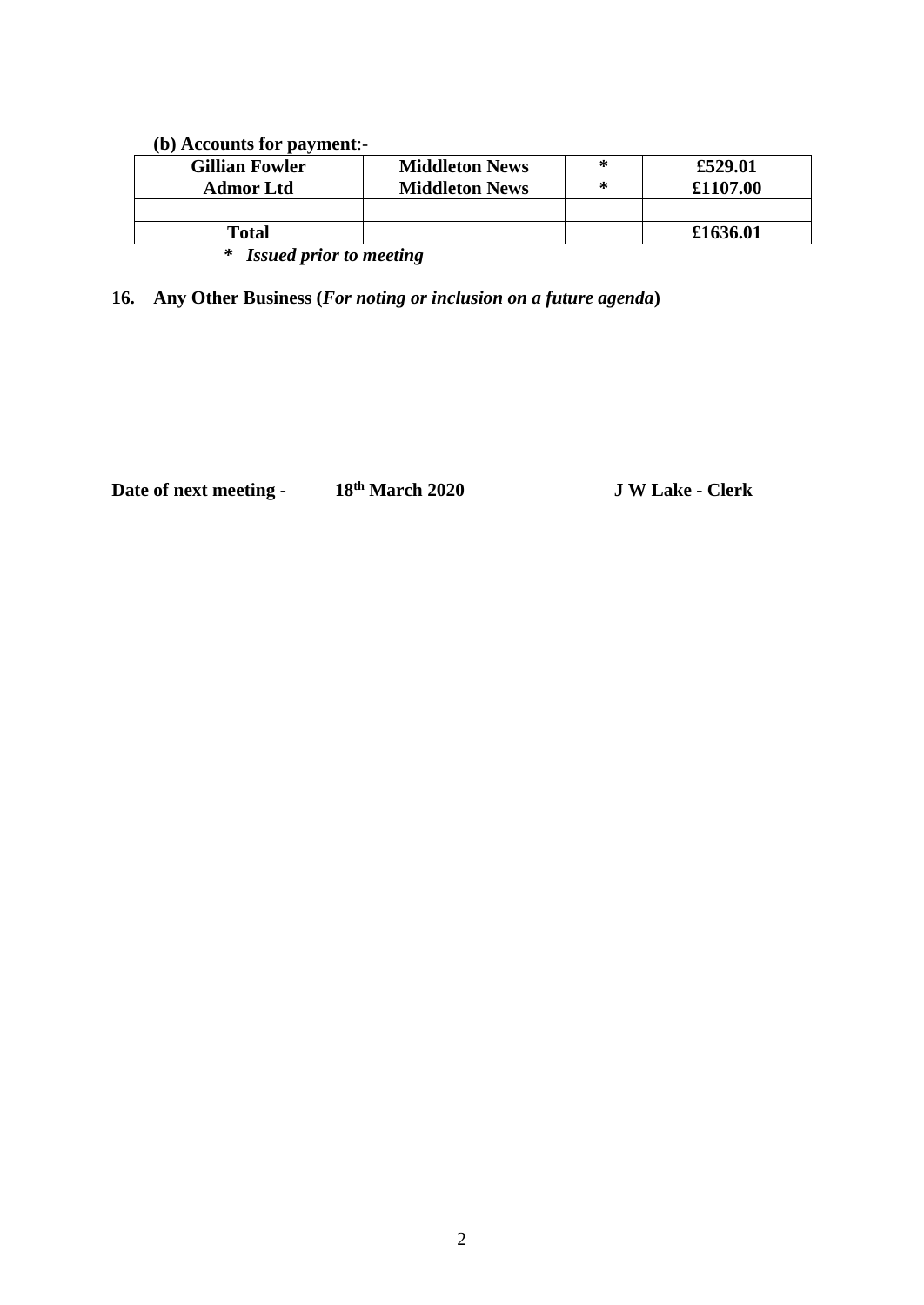**(b) Accounts for payment**:-

| | | | |
|---|---|---|---|
| **Gillian Fowler** | **Middleton News** | **\*** | **£529.01** |
| **Admor Ltd** | **Middleton News** | **\*** | **£1107.00** |
| | | | |
| **Total** | | | **£1636.01** |

**\*** ***Issued prior to meeting***

**16. Any Other Business (*For noting or inclusion on a future agenda*)**

**Date of next meeting - 18th March 2020 J W Lake - Clerk**